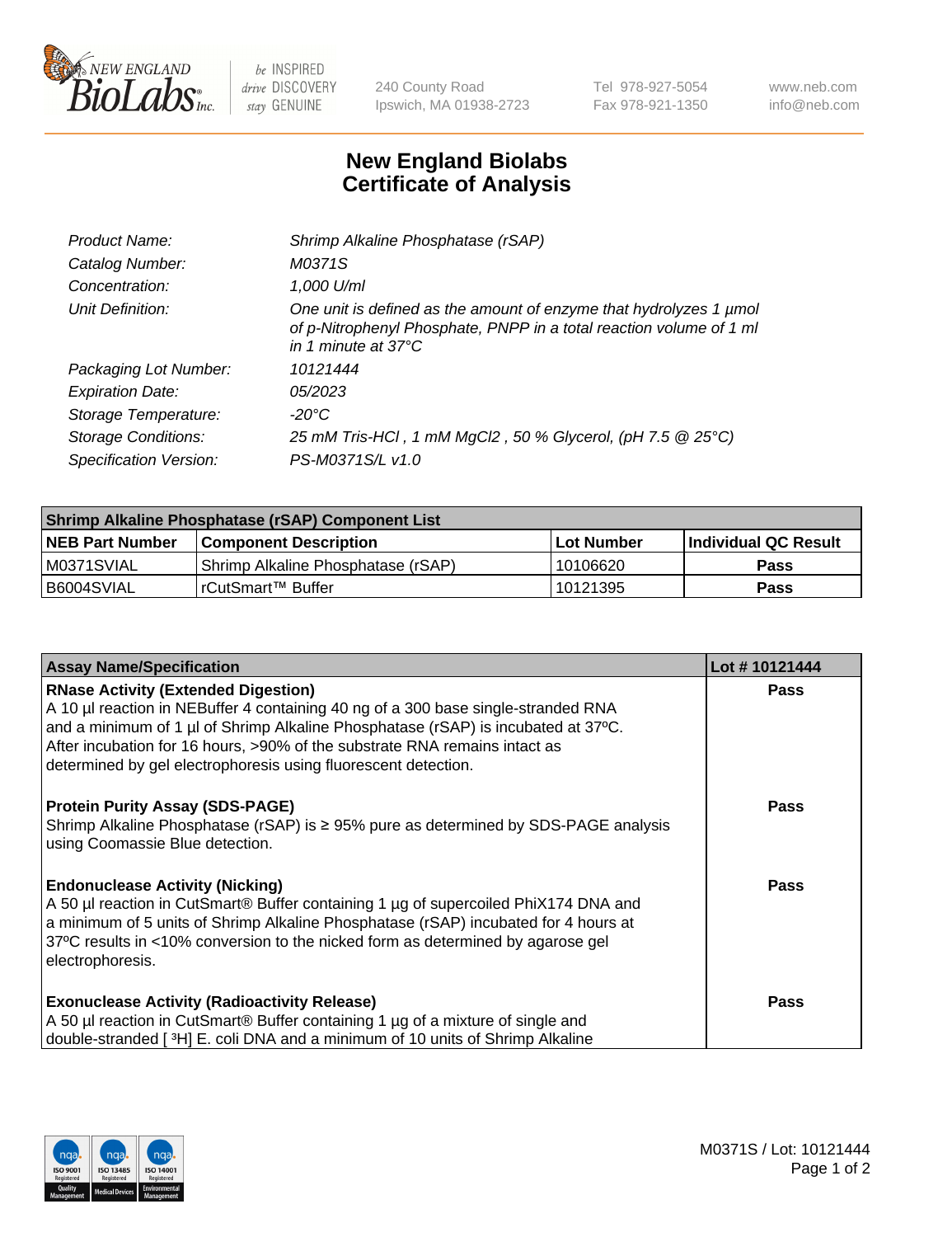# New England Biolabs Certificate of Analysis

| | |
|---|---|
| *Product Name:* | *Shrimp Alkaline Phosphatase (rSAP)* |
| *Catalog Number:* | *M0371S* |
| *Concentration:* | *1,000 U/ml* |
| *Unit Definition:* | *One unit is defined as the amount of enzyme that hydrolyzes 1 µmol of p-Nitrophenyl Phosphate, PNPP in a total reaction volume of 1 ml in 1 minute at 37°C* |
| *Packaging Lot Number:* | *10121444* |
| *Expiration Date:* | *05/2023* |
| *Storage Temperature:* | *-20°C* |
| *Storage Conditions:* | *25 mM Tris-HCl , 1 mM MgCl2 , 50 % Glycerol, (pH 7.5 @ 25°C)* |
| *Specification Version:* | *PS-M0371S/L v1.0* |

| **Shrimp Alkaline Phosphatase (rSAP) Component List** | | | |
|---|---|---|---|
| **NEB Part Number** | **Component Description** | **Lot Number** | **Individual QC Result** |
| M0371SVIAL | Shrimp Alkaline Phosphatase (rSAP) | 10106620 | **Pass** |
| B6004SVIAL | rCutSmart™ Buffer | 10121395 | **Pass** |

| **Assay Name/Specification** | **Lot # 10121444** |
|---|---|
| **RNase Activity (Extended Digestion)** A 10 µl reaction in NEBuffer 4 containing 40 ng of a 300 base single-stranded RNA and a minimum of 1 µl of Shrimp Alkaline Phosphatase (rSAP) is incubated at 37ºC. After incubation for 16 hours, >90% of the substrate RNA remains intact as determined by gel electrophoresis using fluorescent detection. | **Pass** |
| **Protein Purity Assay (SDS-PAGE)** Shrimp Alkaline Phosphatase (rSAP) is ≥ 95% pure as determined by SDS-PAGE analysis using Coomassie Blue detection. | **Pass** |
| **Endonuclease Activity (Nicking)** A 50 µl reaction in CutSmart® Buffer containing 1 µg of supercoiled PhiX174 DNA and a minimum of 5 units of Shrimp Alkaline Phosphatase (rSAP) incubated for 4 hours at 37ºC results in <10% conversion to the nicked form as determined by agarose gel electrophoresis. | **Pass** |
| **Exonuclease Activity (Radioactivity Release)** A 50 µl reaction in CutSmart® Buffer containing 1 µg of a mixture of single and double-stranded [ $^3$H] E. coli DNA and a minimum of 10 units of Shrimp Alkaline | **Pass** |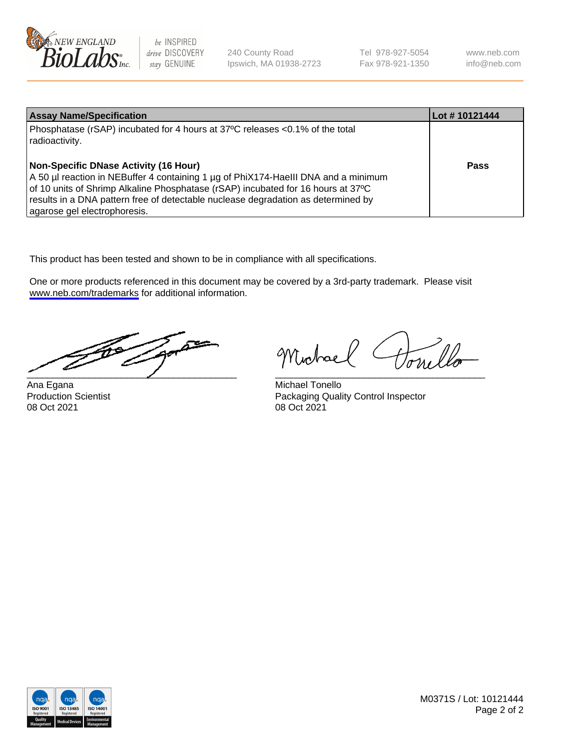240 County Road
Ipswich, MA 01938-2723

Tel 978-927-5054
Fax 978-921-1350

www.neb.com
info@neb.com

| Assay Name/Specification | Lot # 10121444 |
| --- | --- |
| Phosphatase (rSAP) incubated for 4 hours at 37ºC releases <0.1% of the total radioactivity. | |
| **Non-Specific DNase Activity (16 Hour)**<br>A 50 µl reaction in NEBuffer 4 containing 1 µg of PhiX174-HaeIII DNA and a minimum of 10 units of Shrimp Alkaline Phosphatase (rSAP) incubated for 16 hours at 37ºC results in a DNA pattern free of detectable nuclease degradation as determined by agarose gel electrophoresis. | **Pass** |

This product has been tested and shown to be in compliance with all specifications.

One or more products referenced in this document may be covered by a 3rd-party trademark. Please visit www.neb.com/trademarks for additional information.

Ana Egana
Production Scientist
08 Oct 2021

Michael Tonello
Packaging Quality Control Inspector
08 Oct 2021

M0371S / Lot: 10121444